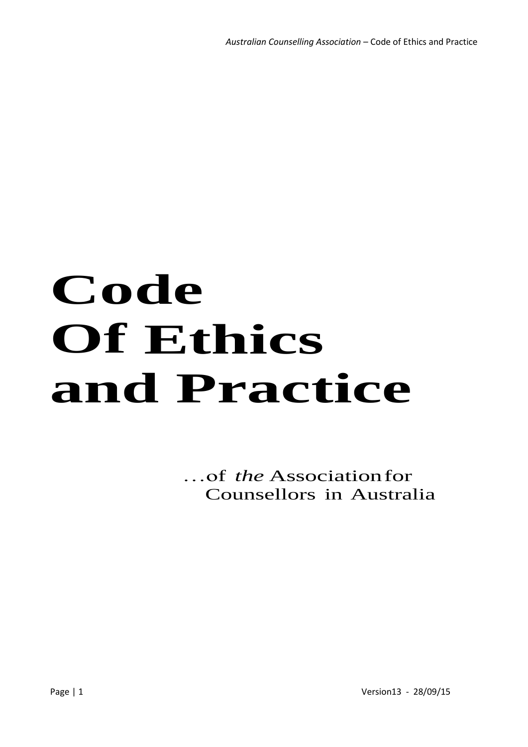# Code Of Ethics and Practice

...of *the* Association for Counsellors in Australia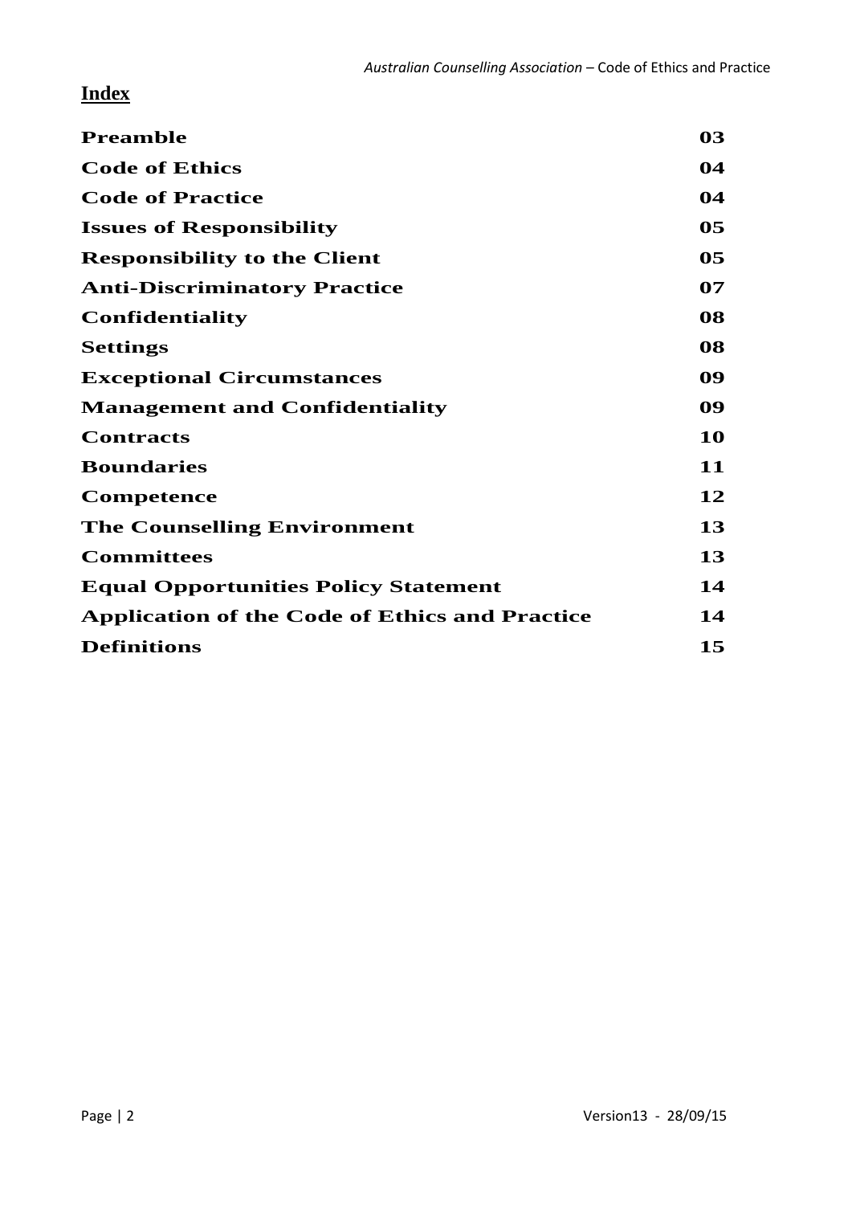## Index

| | |
|---|---|
| **Preamble** | **03** |
| **Code of Ethics** | **04** |
| **Code of Practice** | **04** |
| **Issues of Responsibility** | **05** |
| **Responsibility to the Client** | **05** |
| **Anti-Discriminatory Practice** | **07** |
| **Confidentiality** | **08** |
| **Settings** | **08** |
| **Exceptional Circumstances** | **09** |
| **Management and Confidentiality** | **09** |
| **Contracts** | **10** |
| **Boundaries** | **11** |
| **Competence** | **12** |
| **The Counselling Environment** | **13** |
| **Committees** | **13** |
| **Equal Opportunities Policy Statement** | **14** |
| **Application of the Code of Ethics and Practice** | **14** |
| **Definitions** | **15** |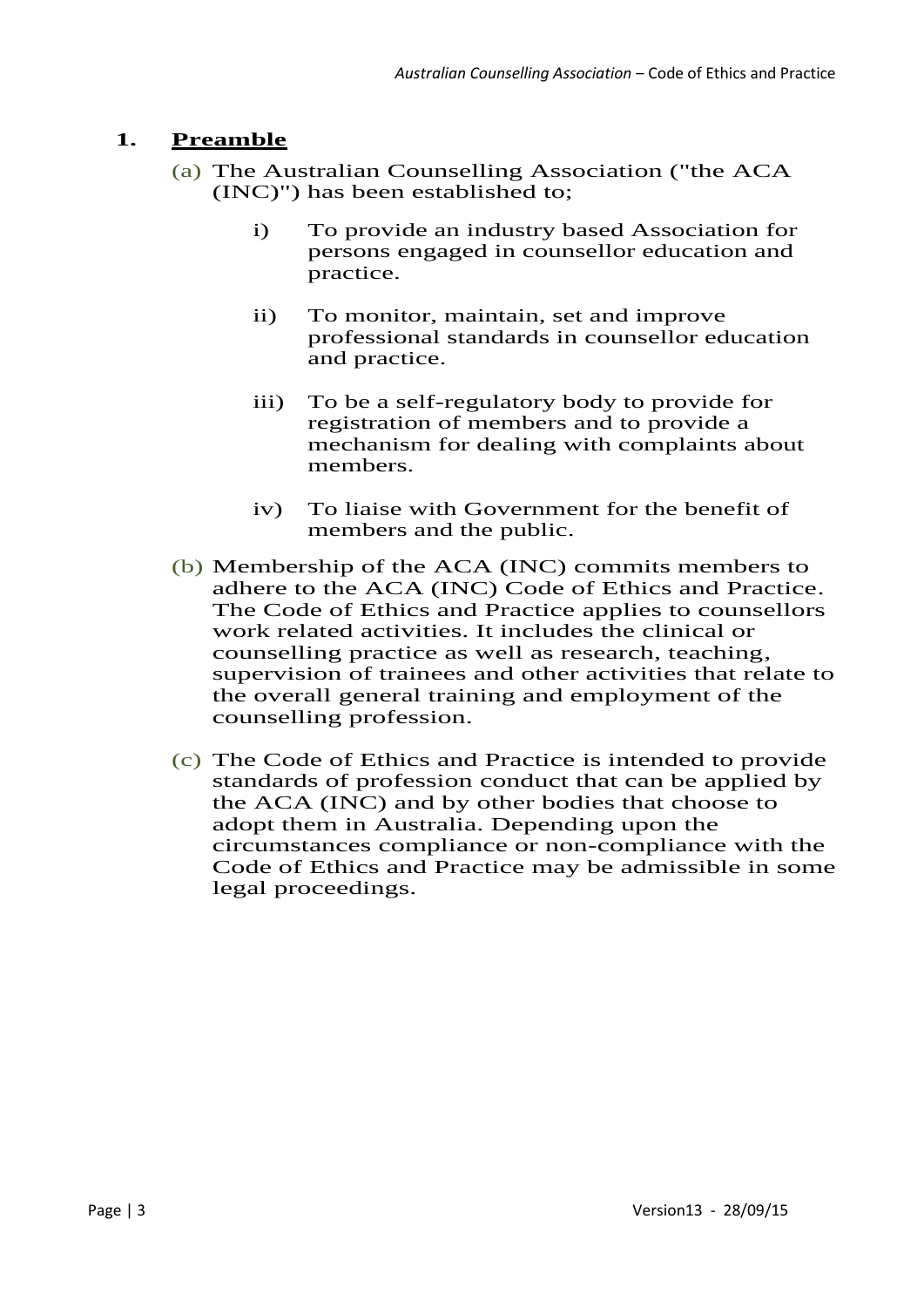## 1. Preamble

(a) The Australian Counselling Association ("the ACA (INC)") has been established to;

i) To provide an industry based Association for persons engaged in counsellor education and practice.

ii) To monitor, maintain, set and improve professional standards in counsellor education and practice.

iii) To be a self-regulatory body to provide for registration of members and to provide a mechanism for dealing with complaints about members.

iv) To liaise with Government for the benefit of members and the public.

(b) Membership of the ACA (INC) commits members to adhere to the ACA (INC) Code of Ethics and Practice. The Code of Ethics and Practice applies to counsellors work related activities. It includes the clinical or counselling practice as well as research, teaching, supervision of trainees and other activities that relate to the overall general training and employment of the counselling profession.

(c) The Code of Ethics and Practice is intended to provide standards of profession conduct that can be applied by the ACA (INC) and by other bodies that choose to adopt them in Australia. Depending upon the circumstances compliance or non-compliance with the Code of Ethics and Practice may be admissible in some legal proceedings.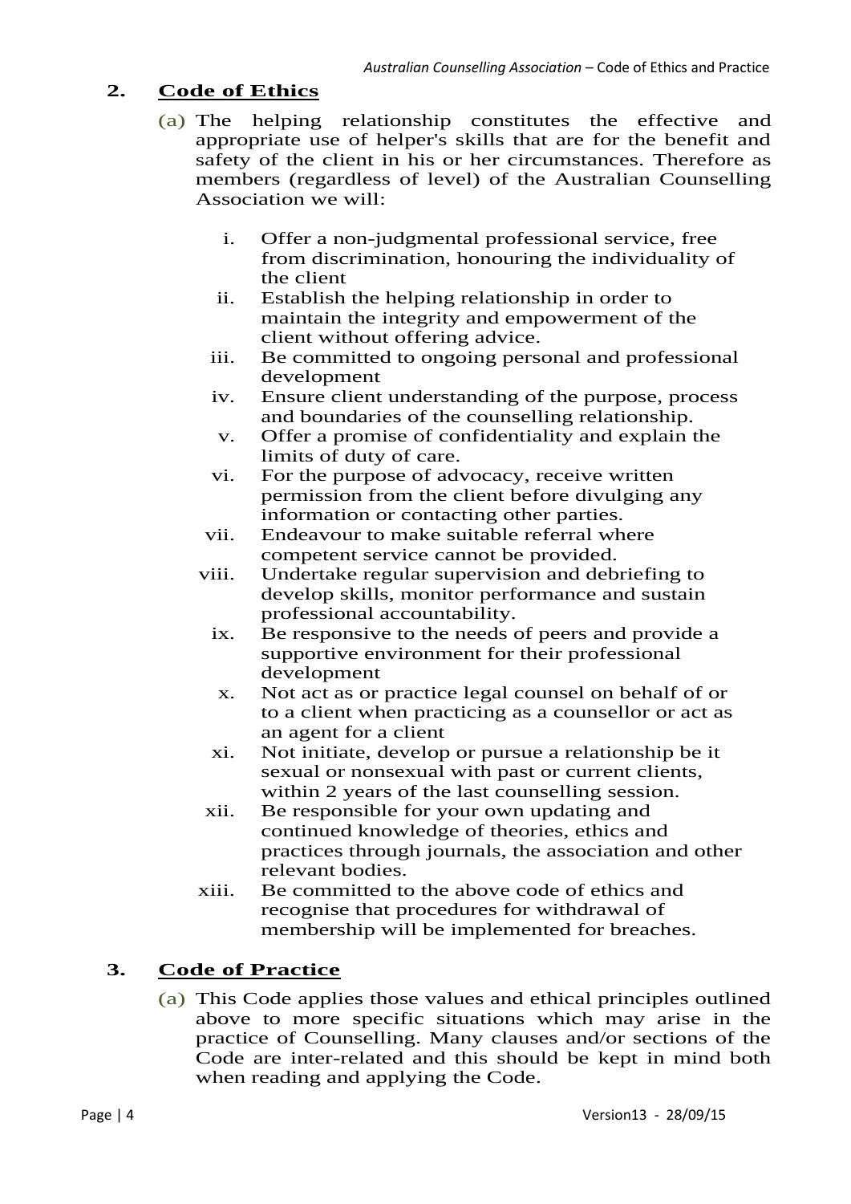## 2. Code of Ethics

(a) The helping relationship constitutes the effective and appropriate use of helper's skills that are for the benefit and safety of the client in his or her circumstances. Therefore as members (regardless of level) of the Australian Counselling Association we will:

i. Offer a non-judgmental professional service, free from discrimination, honouring the individuality of the client
ii. Establish the helping relationship in order to maintain the integrity and empowerment of the client without offering advice.
iii. Be committed to ongoing personal and professional development
iv. Ensure client understanding of the purpose, process and boundaries of the counselling relationship.
v. Offer a promise of confidentiality and explain the limits of duty of care.
vi. For the purpose of advocacy, receive written permission from the client before divulging any information or contacting other parties.
vii. Endeavour to make suitable referral where competent service cannot be provided.
viii. Undertake regular supervision and debriefing to develop skills, monitor performance and sustain professional accountability.
ix. Be responsive to the needs of peers and provide a supportive environment for their professional development
x. Not act as or practice legal counsel on behalf of or to a client when practicing as a counsellor or act as an agent for a client
xi. Not initiate, develop or pursue a relationship be it sexual or nonsexual with past or current clients, within 2 years of the last counselling session.
xii. Be responsible for your own updating and continued knowledge of theories, ethics and practices through journals, the association and other relevant bodies.
xiii. Be committed to the above code of ethics and recognise that procedures for withdrawal of membership will be implemented for breaches.

## 3. Code of Practice

(a) This Code applies those values and ethical principles outlined above to more specific situations which may arise in the practice of Counselling. Many clauses and/or sections of the Code are inter-related and this should be kept in mind both when reading and applying the Code.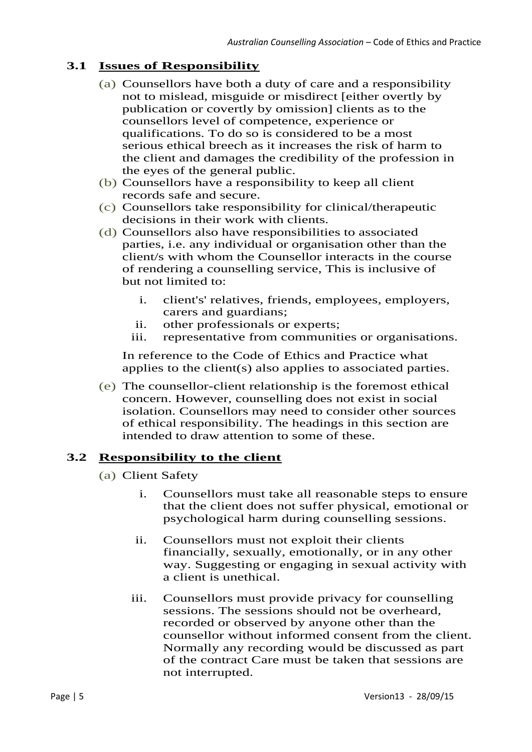## 3.1 Issues of Responsibility

(a) Counsellors have both a duty of care and a responsibility not to mislead, misguide or misdirect [either overtly by publication or covertly by omission] clients as to the counsellors level of competence, experience or qualifications. To do so is considered to be a most serious ethical breech as it increases the risk of harm to the client and damages the credibility of the profession in the eyes of the general public.

(b) Counsellors have a responsibility to keep all client records safe and secure.

(c) Counsellors take responsibility for clinical/therapeutic decisions in their work with clients.

(d) Counsellors also have responsibilities to associated parties, i.e. any individual or organisation other than the client/s with whom the Counsellor interacts in the course of rendering a counselling service, This is inclusive of but not limited to:

   i. client's' relatives, friends, employees, employers, carers and guardians;
   ii. other professionals or experts;
   iii. representative from communities or organisations.

   In reference to the Code of Ethics and Practice what applies to the client(s) also applies to associated parties.

(e) The counsellor-client relationship is the foremost ethical concern. However, counselling does not exist in social isolation. Counsellors may need to consider other sources of ethical responsibility. The headings in this section are intended to draw attention to some of these.

## 3.2 Responsibility to the client

(a) Client Safety

   i. Counsellors must take all reasonable steps to ensure that the client does not suffer physical, emotional or psychological harm during counselling sessions.

   ii. Counsellors must not exploit their clients financially, sexually, emotionally, or in any other way. Suggesting or engaging in sexual activity with a client is unethical.

   iii. Counsellors must provide privacy for counselling sessions. The sessions should not be overheard, recorded or observed by anyone other than the counsellor without informed consent from the client. Normally any recording would be discussed as part of the contract Care must be taken that sessions are not interrupted.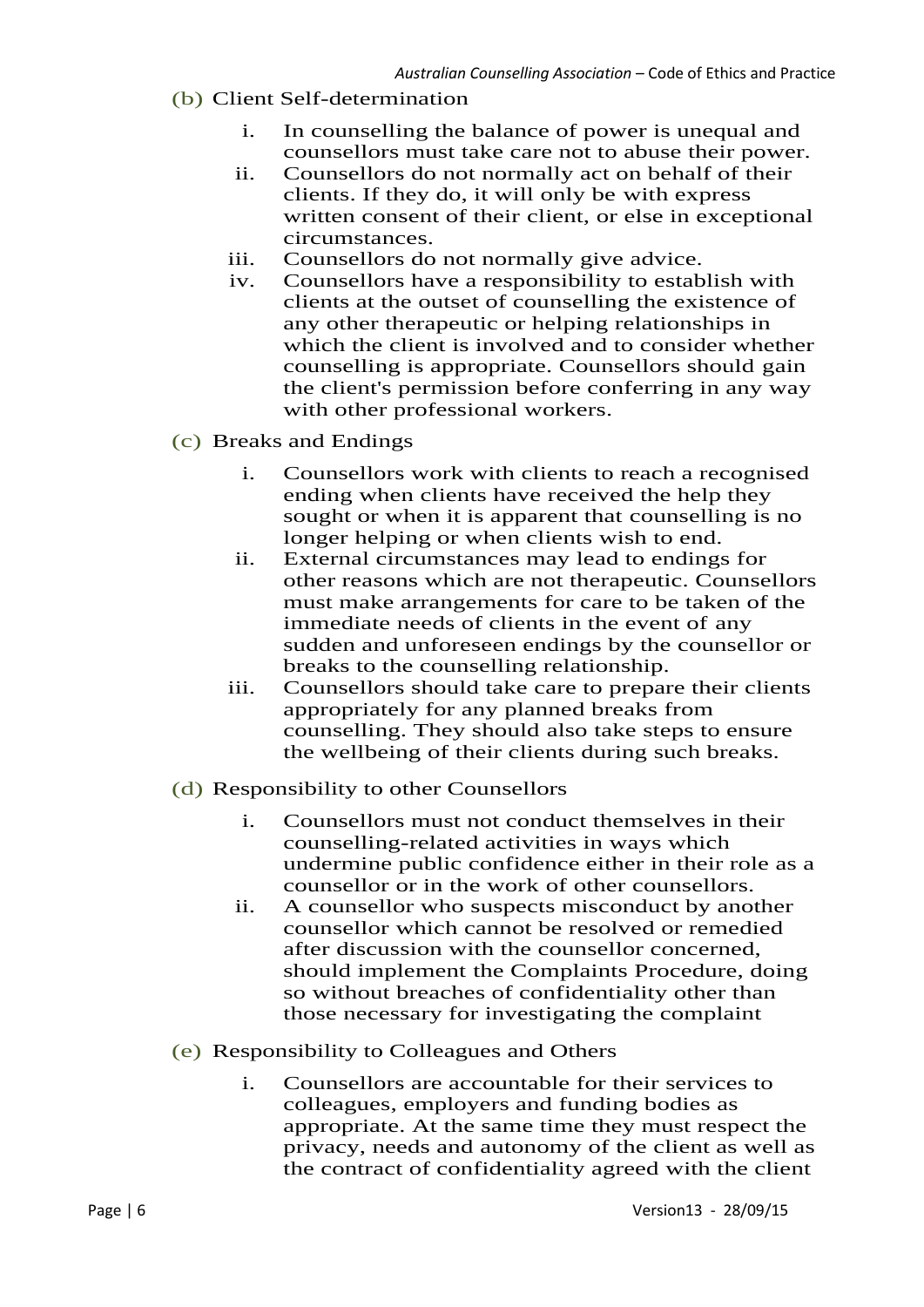(b) Client Self-determination

i. In counselling the balance of power is unequal and counsellors must take care not to abuse their power.
ii. Counsellors do not normally act on behalf of their clients. If they do, it will only be with express written consent of their client, or else in exceptional circumstances.
iii. Counsellors do not normally give advice.
iv. Counsellors have a responsibility to establish with clients at the outset of counselling the existence of any other therapeutic or helping relationships in which the client is involved and to consider whether counselling is appropriate. Counsellors should gain the client's permission before conferring in any way with other professional workers.

(c) Breaks and Endings

i. Counsellors work with clients to reach a recognised ending when clients have received the help they sought or when it is apparent that counselling is no longer helping or when clients wish to end.
ii. External circumstances may lead to endings for other reasons which are not therapeutic. Counsellors must make arrangements for care to be taken of the immediate needs of clients in the event of any sudden and unforeseen endings by the counsellor or breaks to the counselling relationship.
iii. Counsellors should take care to prepare their clients appropriately for any planned breaks from counselling. They should also take steps to ensure the wellbeing of their clients during such breaks.

(d) Responsibility to other Counsellors

i. Counsellors must not conduct themselves in their counselling-related activities in ways which undermine public confidence either in their role as a counsellor or in the work of other counsellors.
ii. A counsellor who suspects misconduct by another counsellor which cannot be resolved or remedied after discussion with the counsellor concerned, should implement the Complaints Procedure, doing so without breaches of confidentiality other than those necessary for investigating the complaint

(e) Responsibility to Colleagues and Others

i. Counsellors are accountable for their services to colleagues, employers and funding bodies as appropriate. At the same time they must respect the privacy, needs and autonomy of the client as well as the contract of confidentiality agreed with the client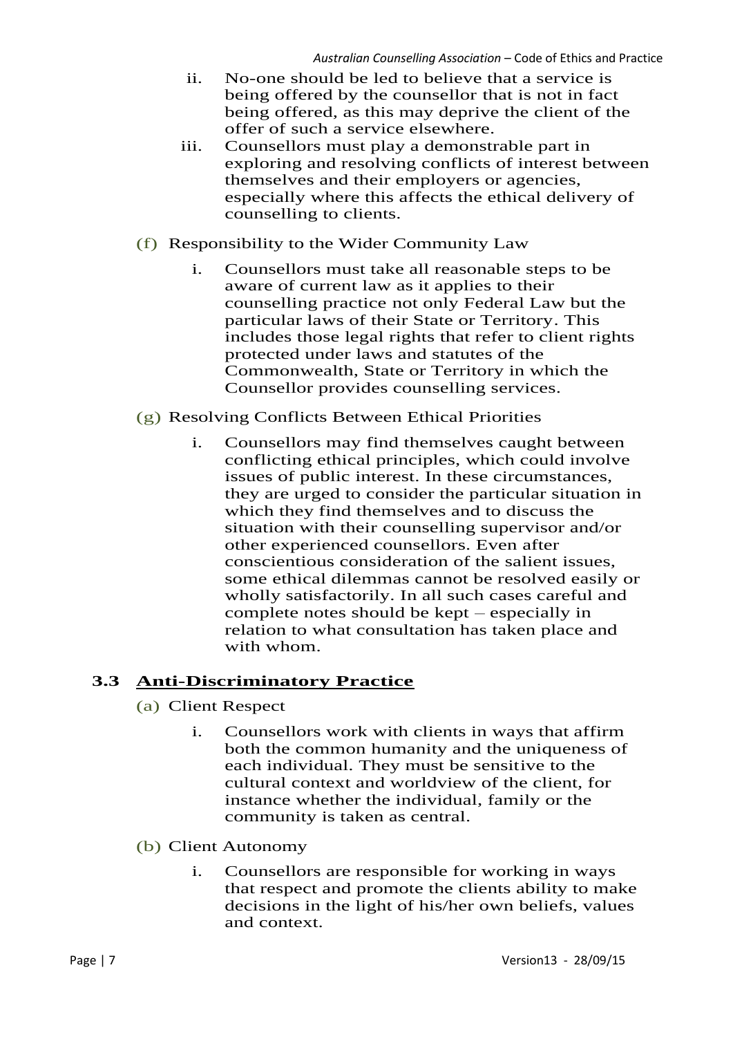ii. No-one should be led to believe that a service is being offered by the counsellor that is not in fact being offered, as this may deprive the client of the offer of such a service elsewhere.

iii. Counsellors must play a demonstrable part in exploring and resolving conflicts of interest between themselves and their employers or agencies, especially where this affects the ethical delivery of counselling to clients.

(f) Responsibility to the Wider Community Law

i. Counsellors must take all reasonable steps to be aware of current law as it applies to their counselling practice not only Federal Law but the particular laws of their State or Territory. This includes those legal rights that refer to client rights protected under laws and statutes of the Commonwealth, State or Territory in which the Counsellor provides counselling services.

(g) Resolving Conflicts Between Ethical Priorities

i. Counsellors may find themselves caught between conflicting ethical principles, which could involve issues of public interest. In these circumstances, they are urged to consider the particular situation in which they find themselves and to discuss the situation with their counselling supervisor and/or other experienced counsellors. Even after conscientious consideration of the salient issues, some ethical dilemmas cannot be resolved easily or wholly satisfactorily. In all such cases careful and complete notes should be kept – especially in relation to what consultation has taken place and with whom.

## 3.3 Anti-Discriminatory Practice

(a) Client Respect

i. Counsellors work with clients in ways that affirm both the common humanity and the uniqueness of each individual. They must be sensitive to the cultural context and worldview of the client, for instance whether the individual, family or the community is taken as central.

(b) Client Autonomy

i. Counsellors are responsible for working in ways that respect and promote the clients ability to make decisions in the light of his/her own beliefs, values and context.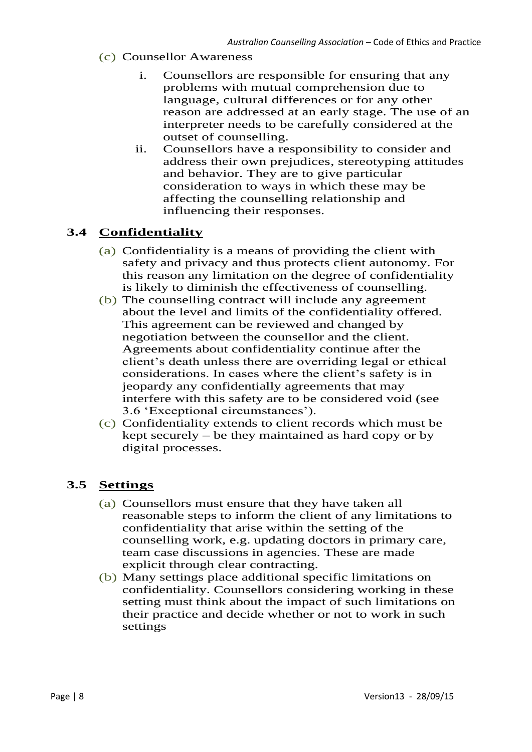(c) Counsellor Awareness

   i. Counsellors are responsible for ensuring that any problems with mutual comprehension due to language, cultural differences or for any other reason are addressed at an early stage. The use of an interpreter needs to be carefully considered at the outset of counselling.
   ii. Counsellors have a responsibility to consider and address their own prejudices, stereotyping attitudes and behavior. They are to give particular consideration to ways in which these may be affecting the counselling relationship and influencing their responses.

## 3.4 Confidentiality

(a) Confidentiality is a means of providing the client with safety and privacy and thus protects client autonomy. For this reason any limitation on the degree of confidentiality is likely to diminish the effectiveness of counselling.

(b) The counselling contract will include any agreement about the level and limits of the confidentiality offered. This agreement can be reviewed and changed by negotiation between the counsellor and the client. Agreements about confidentiality continue after the client's death unless there are overriding legal or ethical considerations. In cases where the client's safety is in jeopardy any confidentially agreements that may interfere with this safety are to be considered void (see 3.6 'Exceptional circumstances').

(c) Confidentiality extends to client records which must be kept securely – be they maintained as hard copy or by digital processes.

## 3.5 Settings

(a) Counsellors must ensure that they have taken all reasonable steps to inform the client of any limitations to confidentiality that arise within the setting of the counselling work, e.g. updating doctors in primary care, team case discussions in agencies. These are made explicit through clear contracting.

(b) Many settings place additional specific limitations on confidentiality. Counsellors considering working in these setting must think about the impact of such limitations on their practice and decide whether or not to work in such settings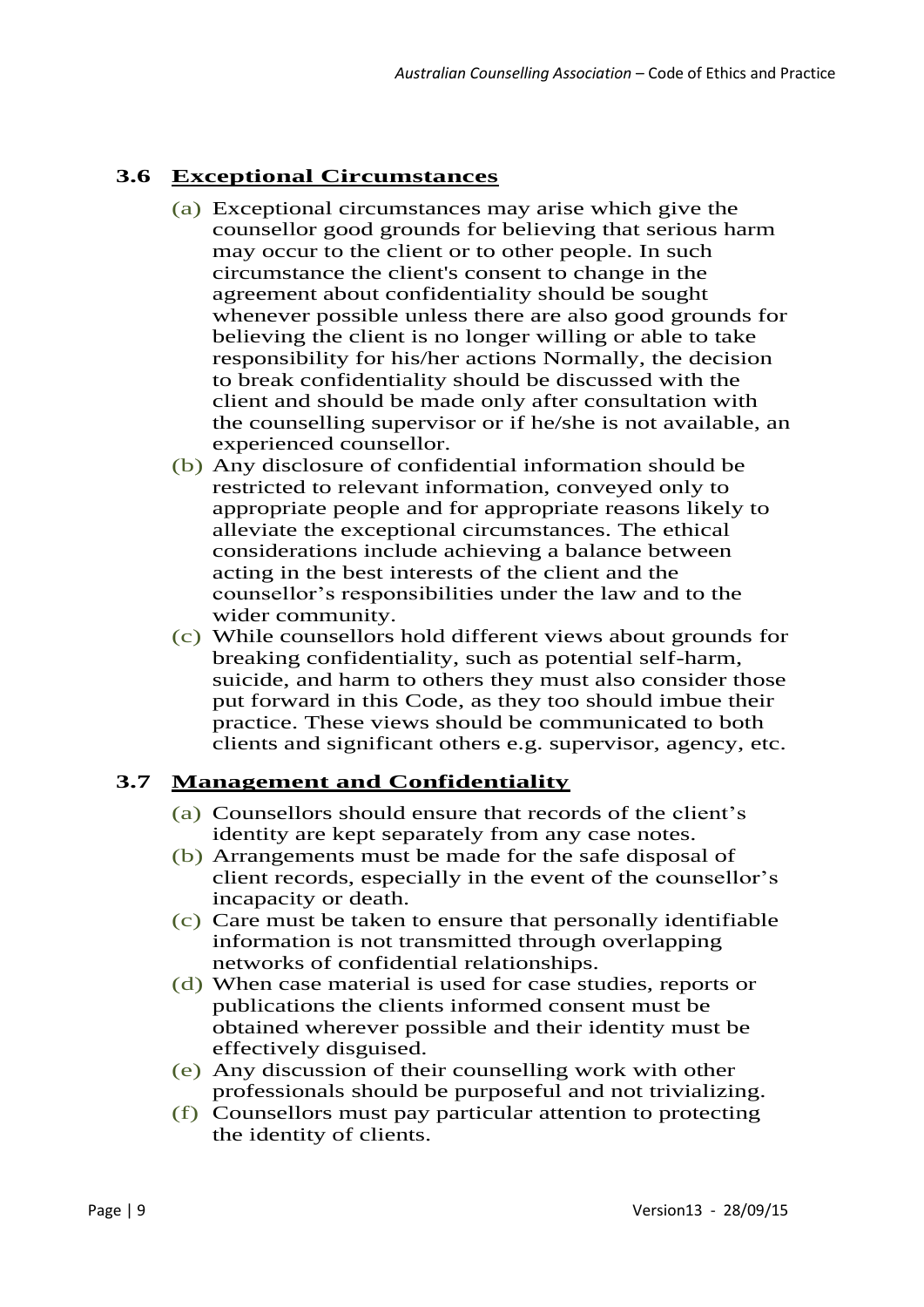### 3.6 Exceptional Circumstances

(a) Exceptional circumstances may arise which give the counsellor good grounds for believing that serious harm may occur to the client or to other people. In such circumstance the client's consent to change in the agreement about confidentiality should be sought whenever possible unless there are also good grounds for believing the client is no longer willing or able to take responsibility for his/her actions Normally, the decision to break confidentiality should be discussed with the client and should be made only after consultation with the counselling supervisor or if he/she is not available, an experienced counsellor.

(b) Any disclosure of confidential information should be restricted to relevant information, conveyed only to appropriate people and for appropriate reasons likely to alleviate the exceptional circumstances. The ethical considerations include achieving a balance between acting in the best interests of the client and the counsellor's responsibilities under the law and to the wider community.

(c) While counsellors hold different views about grounds for breaking confidentiality, such as potential self-harm, suicide, and harm to others they must also consider those put forward in this Code, as they too should imbue their practice. These views should be communicated to both clients and significant others e.g. supervisor, agency, etc.

### 3.7 Management and Confidentiality

(a) Counsellors should ensure that records of the client's identity are kept separately from any case notes.

(b) Arrangements must be made for the safe disposal of client records, especially in the event of the counsellor's incapacity or death.

(c) Care must be taken to ensure that personally identifiable information is not transmitted through overlapping networks of confidential relationships.

(d) When case material is used for case studies, reports or publications the clients informed consent must be obtained wherever possible and their identity must be effectively disguised.

(e) Any discussion of their counselling work with other professionals should be purposeful and not trivializing.

(f) Counsellors must pay particular attention to protecting the identity of clients.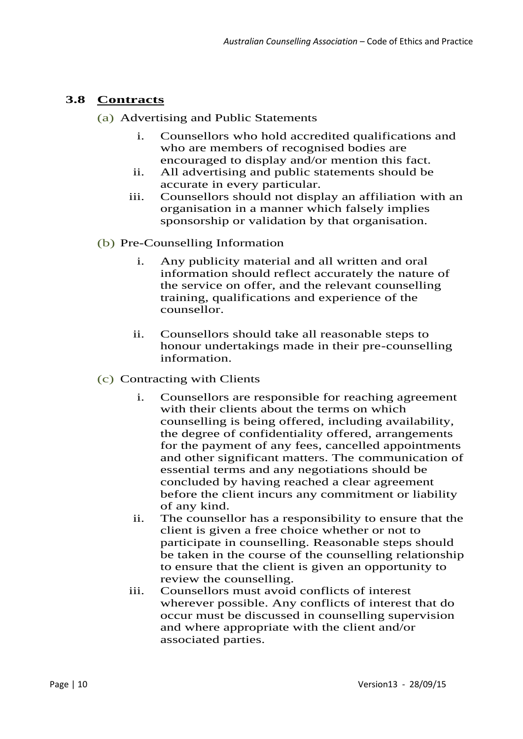### 3.8 Contracts

(a) Advertising and Public Statements

i. Counsellors who hold accredited qualifications and who are members of recognised bodies are encouraged to display and/or mention this fact.
ii. All advertising and public statements should be accurate in every particular.
iii. Counsellors should not display an affiliation with an organisation in a manner which falsely implies sponsorship or validation by that organisation.

(b) Pre-Counselling Information

i. Any publicity material and all written and oral information should reflect accurately the nature of the service on offer, and the relevant counselling training, qualifications and experience of the counsellor.

ii. Counsellors should take all reasonable steps to honour undertakings made in their pre-counselling information.

(c) Contracting with Clients

i. Counsellors are responsible for reaching agreement with their clients about the terms on which counselling is being offered, including availability, the degree of confidentiality offered, arrangements for the payment of any fees, cancelled appointments and other significant matters. The communication of essential terms and any negotiations should be concluded by having reached a clear agreement before the client incurs any commitment or liability of any kind.
ii. The counsellor has a responsibility to ensure that the client is given a free choice whether or not to participate in counselling. Reasonable steps should be taken in the course of the counselling relationship to ensure that the client is given an opportunity to review the counselling.
iii. Counsellors must avoid conflicts of interest wherever possible. Any conflicts of interest that do occur must be discussed in counselling supervision and where appropriate with the client and/or associated parties.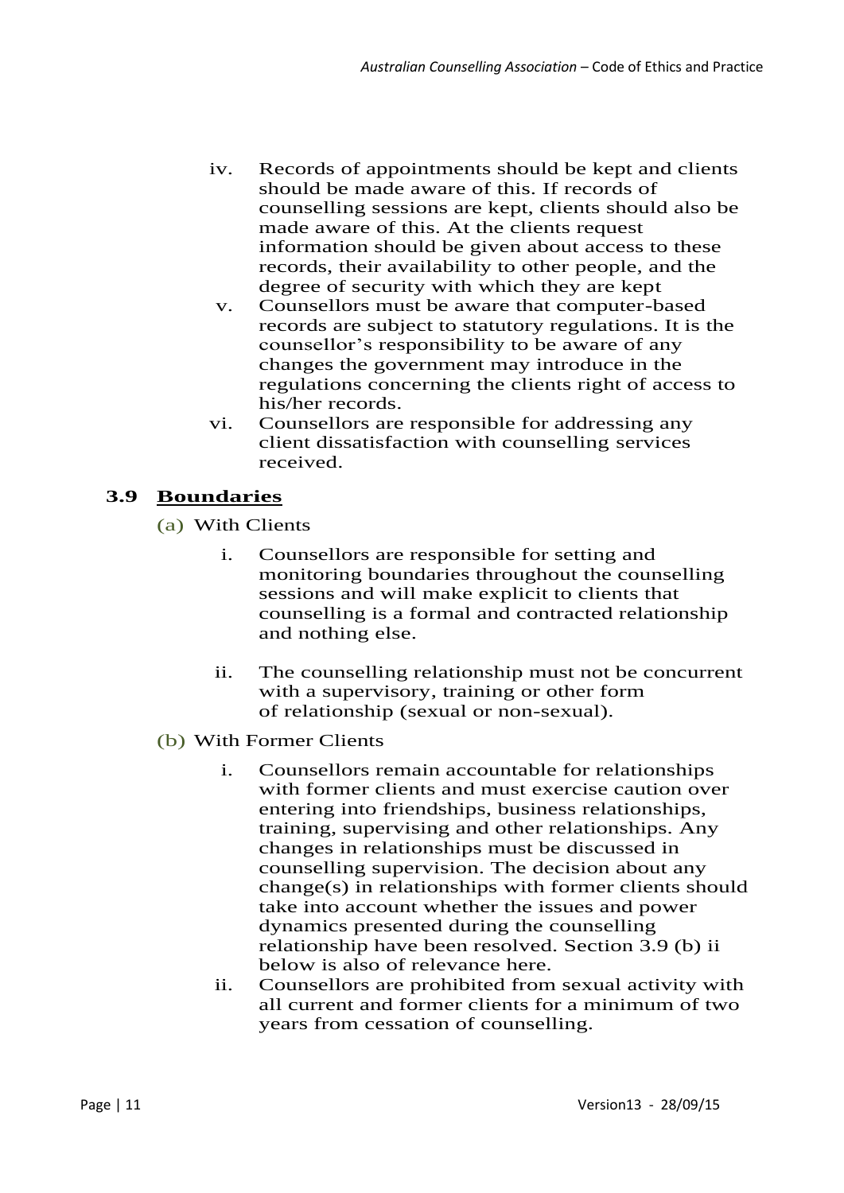iv. Records of appointments should be kept and clients should be made aware of this. If records of counselling sessions are kept, clients should also be made aware of this. At the clients request information should be given about access to these records, their availability to other people, and the degree of security with which they are kept

v. Counsellors must be aware that computer-based records are subject to statutory regulations. It is the counsellor's responsibility to be aware of any changes the government may introduce in the regulations concerning the clients right of access to his/her records.

vi. Counsellors are responsible for addressing any client dissatisfaction with counselling services received.

### 3.9 Boundaries

(a) With Clients

i. Counsellors are responsible for setting and monitoring boundaries throughout the counselling sessions and will make explicit to clients that counselling is a formal and contracted relationship and nothing else.

ii. The counselling relationship must not be concurrent with a supervisory, training or other form of relationship (sexual or non-sexual).

(b) With Former Clients

i. Counsellors remain accountable for relationships with former clients and must exercise caution over entering into friendships, business relationships, training, supervising and other relationships. Any changes in relationships must be discussed in counselling supervision. The decision about any change(s) in relationships with former clients should take into account whether the issues and power dynamics presented during the counselling relationship have been resolved. Section 3.9 (b) ii below is also of relevance here.

ii. Counsellors are prohibited from sexual activity with all current and former clients for a minimum of two years from cessation of counselling.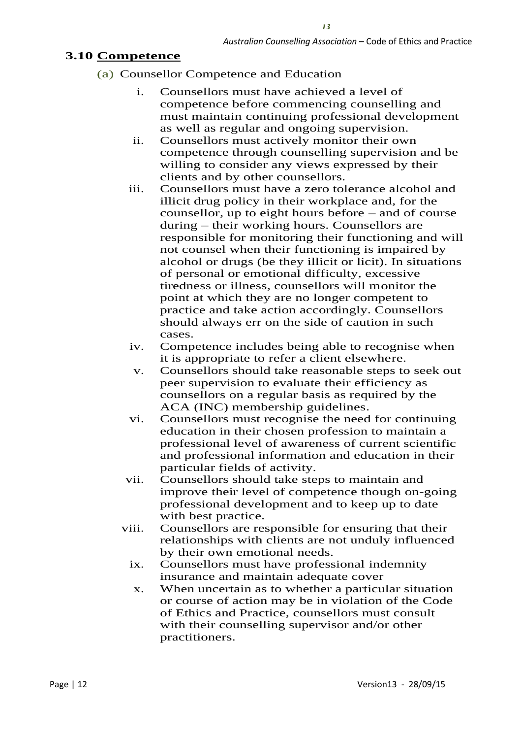## 3.10 Competence

(a) Counsellor Competence and Education

i. Counsellors must have achieved a level of competence before commencing counselling and must maintain continuing professional development as well as regular and ongoing supervision.

ii. Counsellors must actively monitor their own competence through counselling supervision and be willing to consider any views expressed by their clients and by other counsellors.

iii. Counsellors must have a zero tolerance alcohol and illicit drug policy in their workplace and, for the counsellor, up to eight hours before – and of course during – their working hours. Counsellors are responsible for monitoring their functioning and will not counsel when their functioning is impaired by alcohol or drugs (be they illicit or licit). In situations of personal or emotional difficulty, excessive tiredness or illness, counsellors will monitor the point at which they are no longer competent to practice and take action accordingly. Counsellors should always err on the side of caution in such cases.

iv. Competence includes being able to recognise when it is appropriate to refer a client elsewhere.

v. Counsellors should take reasonable steps to seek out peer supervision to evaluate their efficiency as counsellors on a regular basis as required by the ACA (INC) membership guidelines.

vi. Counsellors must recognise the need for continuing education in their chosen profession to maintain a professional level of awareness of current scientific and professional information and education in their particular fields of activity.

vii. Counsellors should take steps to maintain and improve their level of competence though on-going professional development and to keep up to date with best practice.

viii. Counsellors are responsible for ensuring that their relationships with clients are not unduly influenced by their own emotional needs.

ix. Counsellors must have professional indemnity insurance and maintain adequate cover

x. When uncertain as to whether a particular situation or course of action may be in violation of the Code of Ethics and Practice, counsellors must consult with their counselling supervisor and/or other practitioners.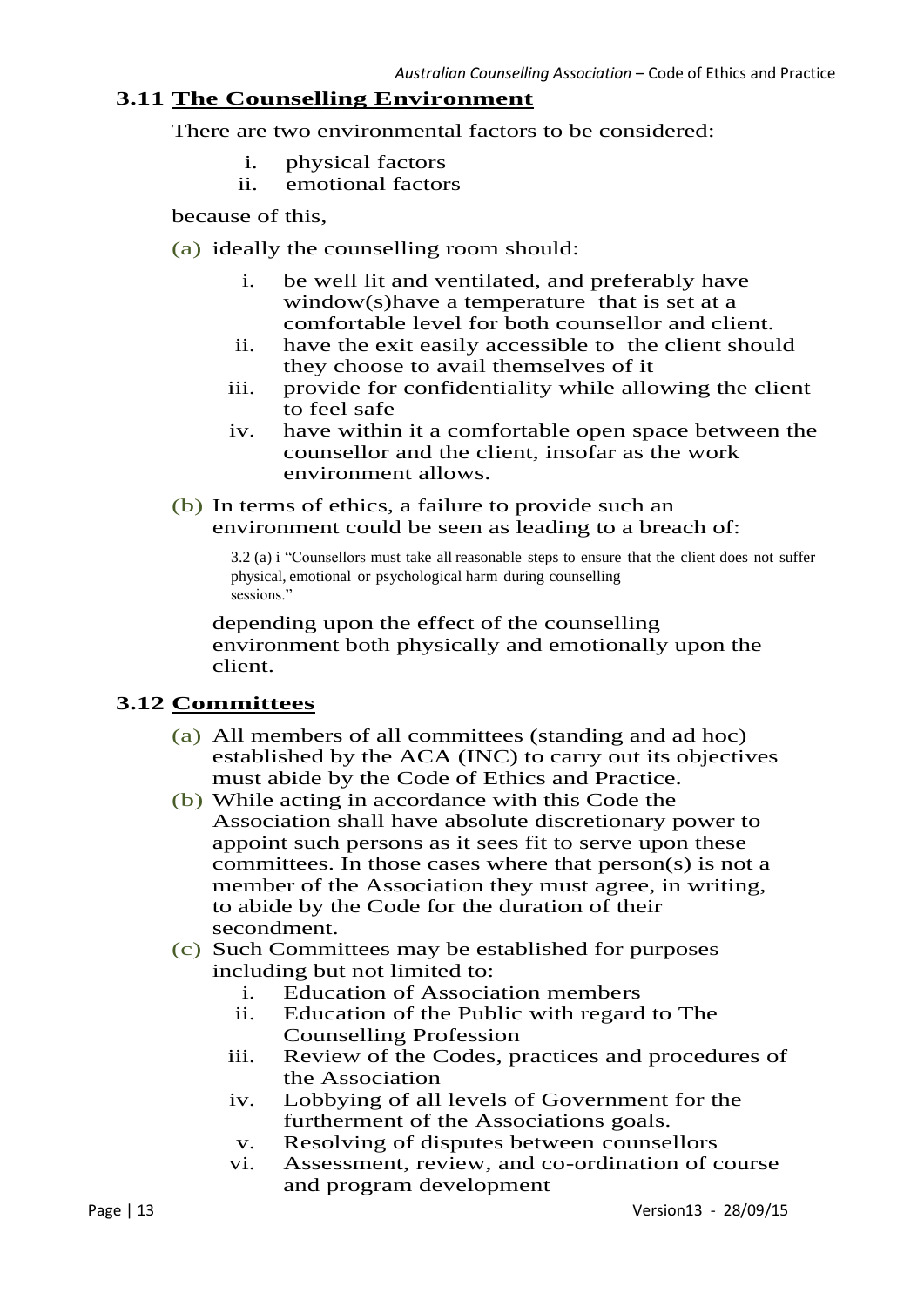## 3.11 The Counselling Environment

There are two environmental factors to be considered:

i. physical factors
ii. emotional factors

because of this,

(a) ideally the counselling room should:

   i. be well lit and ventilated, and preferably have window(s)have a temperature that is set at a comfortable level for both counsellor and client.
   ii. have the exit easily accessible to the client should they choose to avail themselves of it
   iii. provide for confidentiality while allowing the client to feel safe
   iv. have within it a comfortable open space between the counsellor and the client, insofar as the work environment allows.

(b) In terms of ethics, a failure to provide such an environment could be seen as leading to a breach of:

   3.2 (a) i "Counsellors must take all reasonable steps to ensure that the client does not suffer physical, emotional or psychological harm during counselling sessions."

   depending upon the effect of the counselling environment both physically and emotionally upon the client.

## 3.12 Committees

(a) All members of all committees (standing and ad hoc) established by the ACA (INC) to carry out its objectives must abide by the Code of Ethics and Practice.

(b) While acting in accordance with this Code the Association shall have absolute discretionary power to appoint such persons as it sees fit to serve upon these committees. In those cases where that person(s) is not a member of the Association they must agree, in writing, to abide by the Code for the duration of their secondment.

(c) Such Committees may be established for purposes including but not limited to:

   i. Education of Association members
   ii. Education of the Public with regard to The Counselling Profession
   iii. Review of the Codes, practices and procedures of the Association
   iv. Lobbying of all levels of Government for the furtherment of the Associations goals.
   v. Resolving of disputes between counsellors
   vi. Assessment, review, and co-ordination of course and program development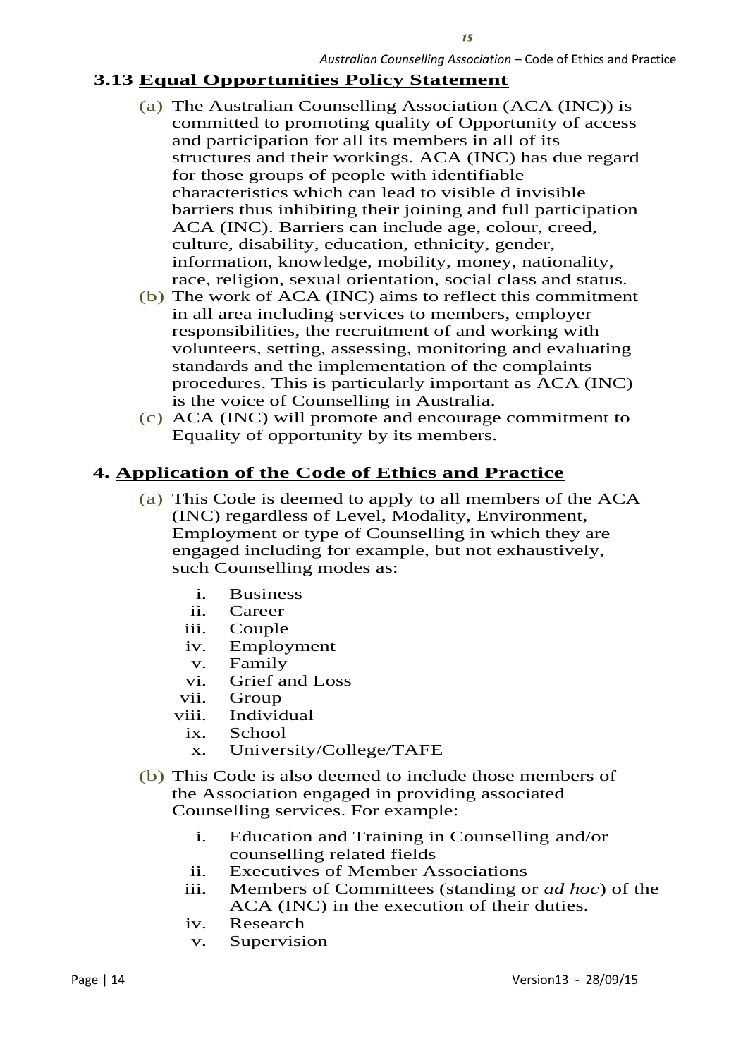### 3.13 Equal Opportunities Policy Statement

(a) The Australian Counselling Association (ACA (INC)) is committed to promoting quality of Opportunity of access and participation for all its members in all of its structures and their workings. ACA (INC) has due regard for those groups of people with identifiable characteristics which can lead to visible d invisible barriers thus inhibiting their joining and full participation ACA (INC). Barriers can include age, colour, creed, culture, disability, education, ethnicity, gender, information, knowledge, mobility, money, nationality, race, religion, sexual orientation, social class and status.

(b) The work of ACA (INC) aims to reflect this commitment in all area including services to members, employer responsibilities, the recruitment of and working with volunteers, setting, assessing, monitoring and evaluating standards and the implementation of the complaints procedures. This is particularly important as ACA (INC) is the voice of Counselling in Australia.

(c) ACA (INC) will promote and encourage commitment to Equality of opportunity by its members.

## 4. Application of the Code of Ethics and Practice

(a) This Code is deemed to apply to all members of the ACA (INC) regardless of Level, Modality, Environment, Employment or type of Counselling in which they are engaged including for example, but not exhaustively, such Counselling modes as:

i. Business
ii. Career
iii. Couple
iv. Employment
v. Family
vi. Grief and Loss
vii. Group
viii. Individual
ix. School
x. University/College/TAFE

(b) This Code is also deemed to include those members of the Association engaged in providing associated Counselling services. For example:

i. Education and Training in Counselling and/or counselling related fields
ii. Executives of Member Associations
iii. Members of Committees (standing or *ad hoc*) of the ACA (INC) in the execution of their duties.
iv. Research
v. Supervision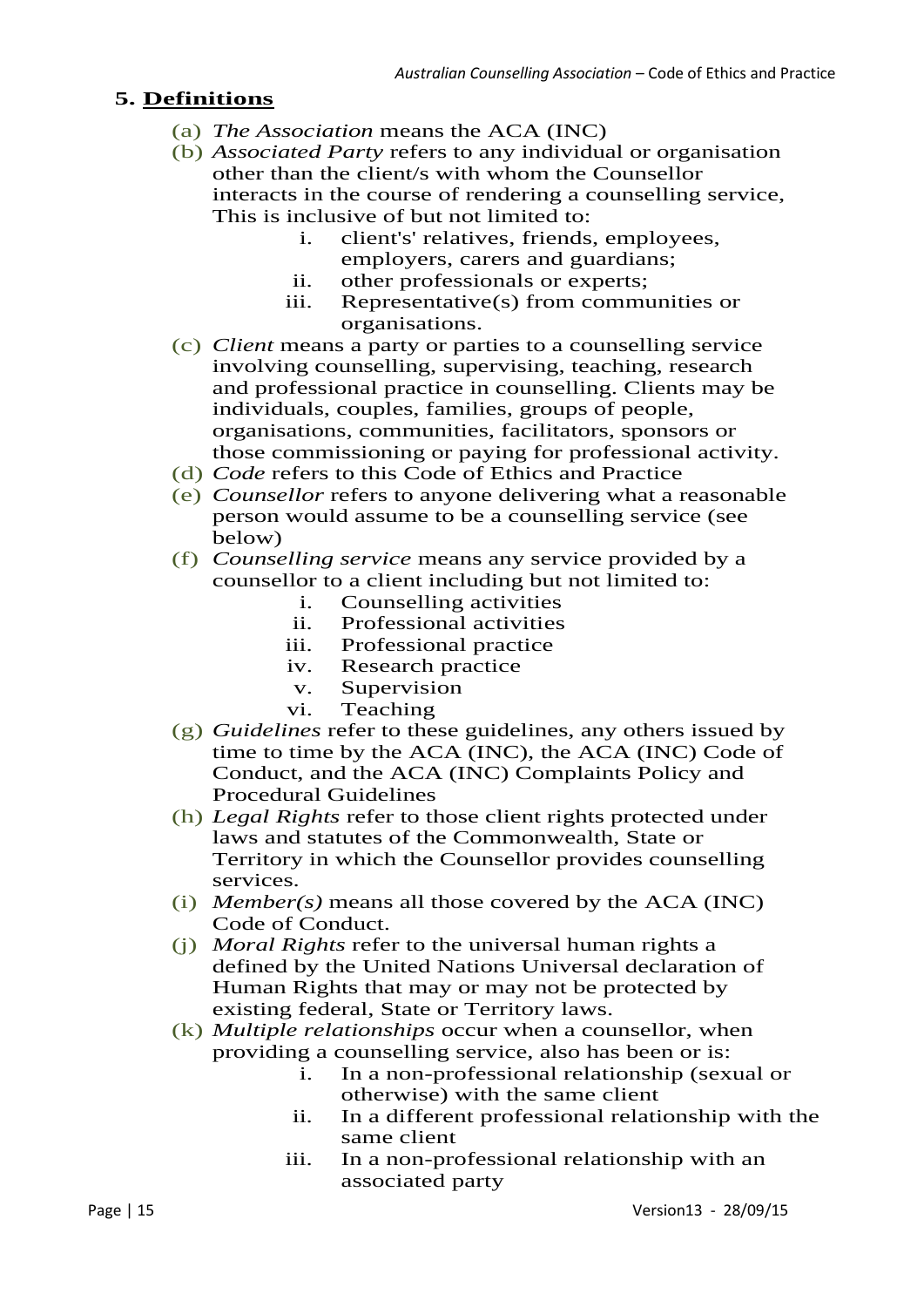## 5. **Definitions**

(a) *The Association* means the ACA (INC)

(b) *Associated Party* refers to any individual or organisation other than the client/s with whom the Counsellor interacts in the course of rendering a counselling service, This is inclusive of but not limited to:

  i. client's' relatives, friends, employees, employers, carers and guardians;
  ii. other professionals or experts;
  iii. Representative(s) from communities or organisations.

(c) *Client* means a party or parties to a counselling service involving counselling, supervising, teaching, research and professional practice in counselling. Clients may be individuals, couples, families, groups of people, organisations, communities, facilitators, sponsors or those commissioning or paying for professional activity.

(d) *Code* refers to this Code of Ethics and Practice

(e) *Counsellor* refers to anyone delivering what a reasonable person would assume to be a counselling service (see below)

(f) *Counselling service* means any service provided by a counsellor to a client including but not limited to:

  i. Counselling activities
  ii. Professional activities
  iii. Professional practice
  iv. Research practice
  v. Supervision
  vi. Teaching

(g) *Guidelines* refer to these guidelines, any others issued by time to time by the ACA (INC), the ACA (INC) Code of Conduct, and the ACA (INC) Complaints Policy and Procedural Guidelines

(h) *Legal Rights* refer to those client rights protected under laws and statutes of the Commonwealth, State or Territory in which the Counsellor provides counselling services.

(i) *Member(s)* means all those covered by the ACA (INC) Code of Conduct.

(j) *Moral Rights* refer to the universal human rights a defined by the United Nations Universal declaration of Human Rights that may or may not be protected by existing federal, State or Territory laws.

(k) *Multiple relationships* occur when a counsellor, when providing a counselling service, also has been or is:

  i. In a non-professional relationship (sexual or otherwise) with the same client
  ii. In a different professional relationship with the same client
  iii. In a non-professional relationship with an associated party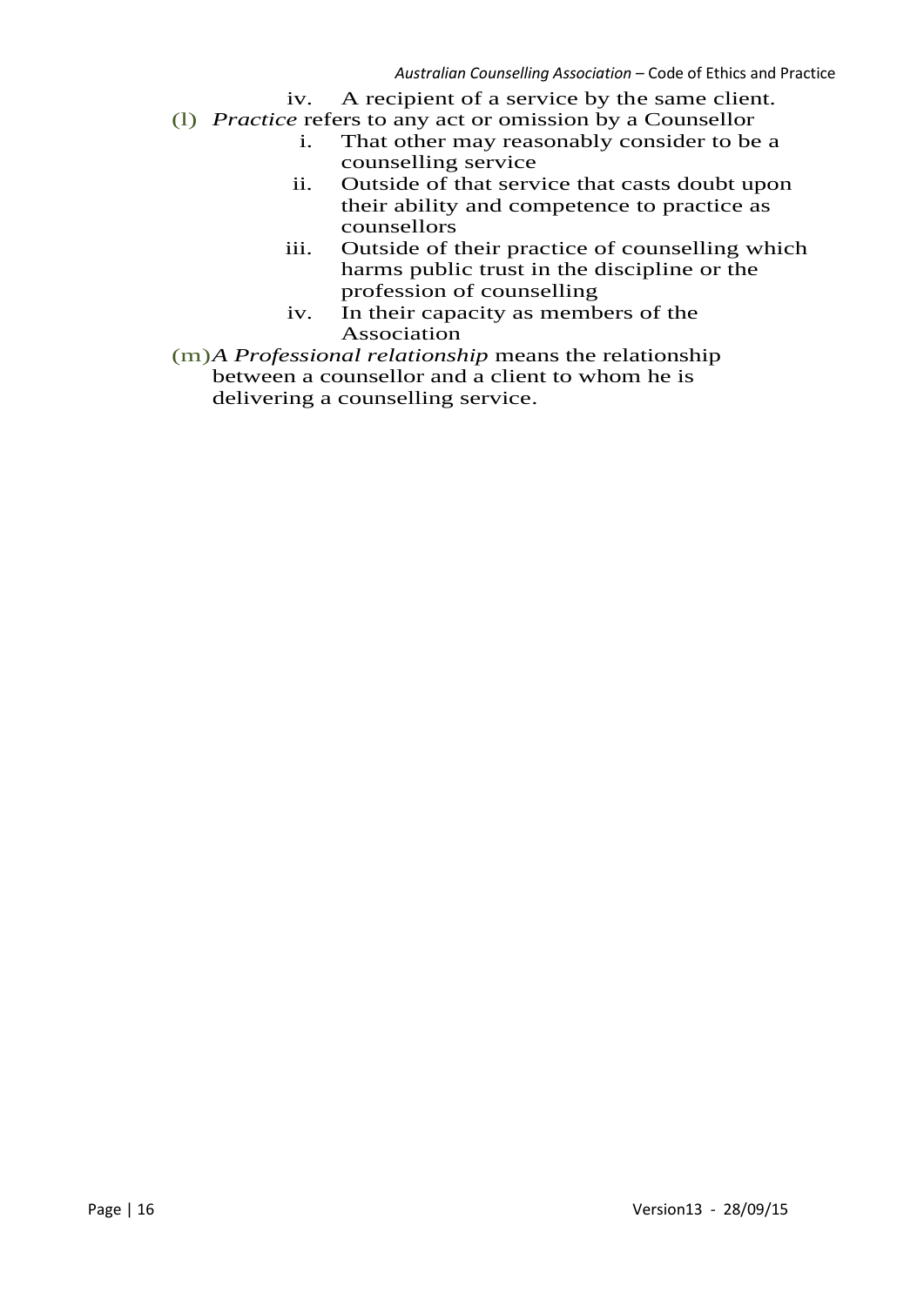iv. A recipient of a service by the same client.

(l) *Practice* refers to any act or omission by a Counsellor

i. That other may reasonably consider to be a counselling service
ii. Outside of that service that casts doubt upon their ability and competence to practice as counsellors
iii. Outside of their practice of counselling which harms public trust in the discipline or the profession of counselling
iv. In their capacity as members of the Association

(m) *A Professional relationship* means the relationship between a counsellor and a client to whom he is delivering a counselling service.